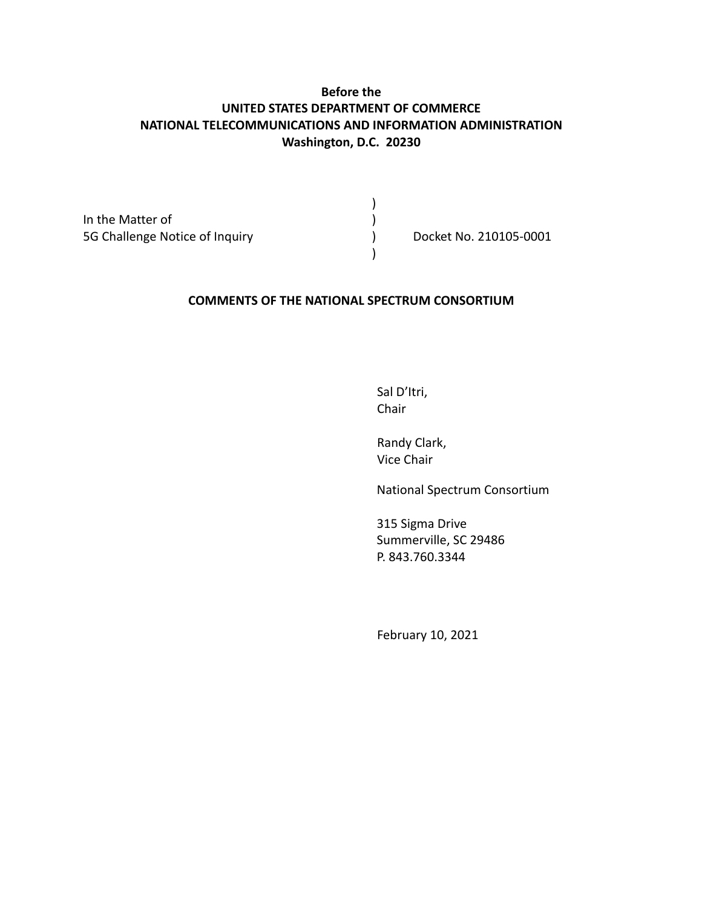**Before the**
**UNITED STATES DEPARTMENT OF COMMERCE**
**NATIONAL TELECOMMUNICATIONS AND INFORMATION ADMINISTRATION**
**Washington, D.C. 20230**

| | | |
|---|---|---|
| | ) | |
| In the Matter of | ) | |
| 5G Challenge Notice of Inquiry | ) | Docket No. 210105-0001 |
| | ) | |

**COMMENTS OF THE NATIONAL SPECTRUM CONSORTIUM**

Sal D'Itri,
Chair

Randy Clark,
Vice Chair

National Spectrum Consortium

315 Sigma Drive
Summerville, SC 29486
P. 843.760.3344

February 10, 2021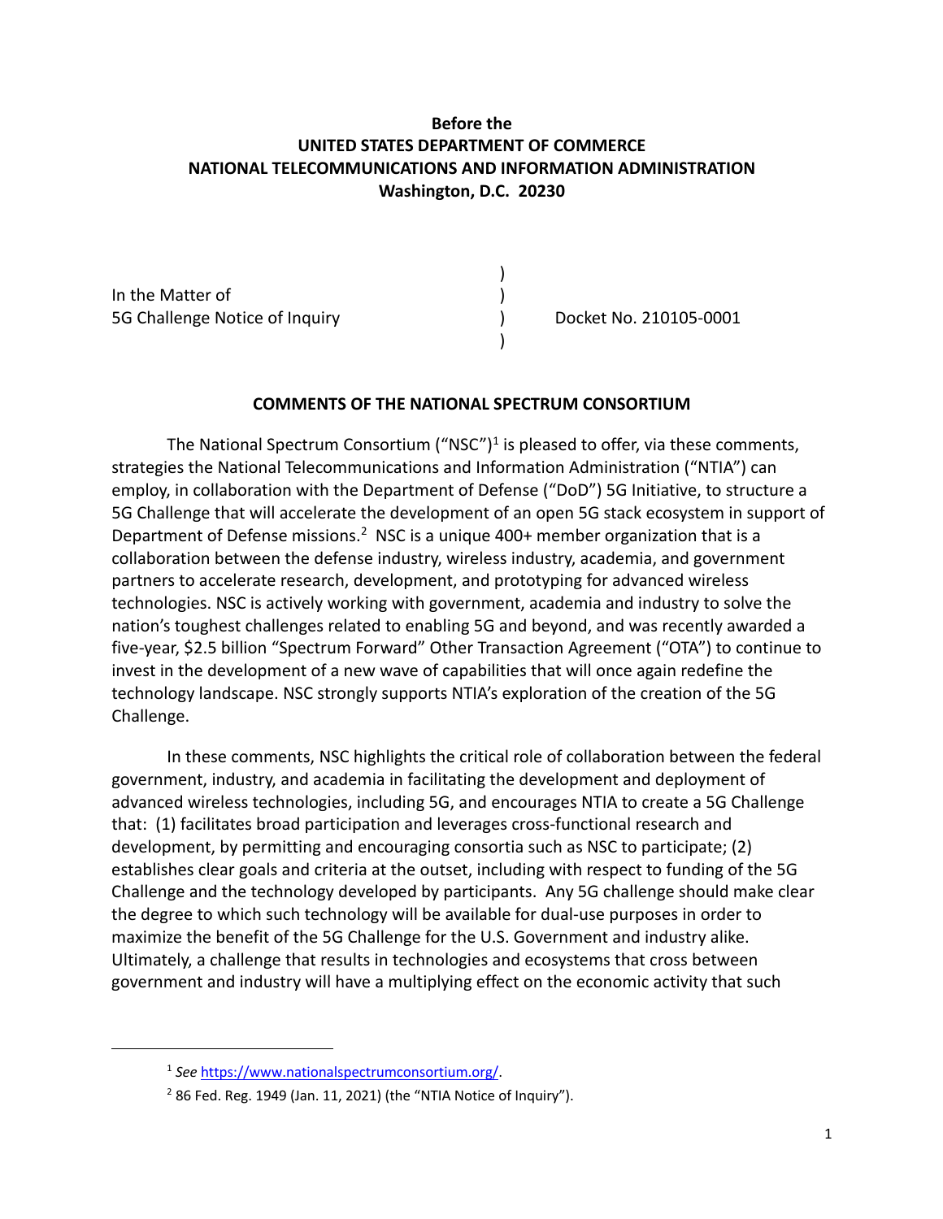**Before the**
**UNITED STATES DEPARTMENT OF COMMERCE**
**NATIONAL TELECOMMUNICATIONS AND INFORMATION ADMINISTRATION**
**Washington, D.C. 20230**

| | | |
|---|---|---|
| In the Matter of | ) | |
| 5G Challenge Notice of Inquiry | ) | Docket No. 210105-0001 |
| | ) | |

**COMMENTS OF THE NATIONAL SPECTRUM CONSORTIUM**

The National Spectrum Consortium ("NSC")[1] is pleased to offer, via these comments, strategies the National Telecommunications and Information Administration ("NTIA") can employ, in collaboration with the Department of Defense ("DoD") 5G Initiative, to structure a 5G Challenge that will accelerate the development of an open 5G stack ecosystem in support of Department of Defense missions.[2] NSC is a unique 400+ member organization that is a collaboration between the defense industry, wireless industry, academia, and government partners to accelerate research, development, and prototyping for advanced wireless technologies. NSC is actively working with government, academia and industry to solve the nation's toughest challenges related to enabling 5G and beyond, and was recently awarded a five-year, $2.5 billion "Spectrum Forward" Other Transaction Agreement ("OTA") to continue to invest in the development of a new wave of capabilities that will once again redefine the technology landscape. NSC strongly supports NTIA's exploration of the creation of the 5G Challenge.

In these comments, NSC highlights the critical role of collaboration between the federal government, industry, and academia in facilitating the development and deployment of advanced wireless technologies, including 5G, and encourages NTIA to create a 5G Challenge that: (1) facilitates broad participation and leverages cross-functional research and development, by permitting and encouraging consortia such as NSC to participate; (2) establishes clear goals and criteria at the outset, including with respect to funding of the 5G Challenge and the technology developed by participants. Any 5G challenge should make clear the degree to which such technology will be available for dual-use purposes in order to maximize the benefit of the 5G Challenge for the U.S. Government and industry alike. Ultimately, a challenge that results in technologies and ecosystems that cross between government and industry will have a multiplying effect on the economic activity that such

---

[1] *See* https://www.nationalspectrumconsortium.org/.

[2] 86 Fed. Reg. 1949 (Jan. 11, 2021) (the "NTIA Notice of Inquiry").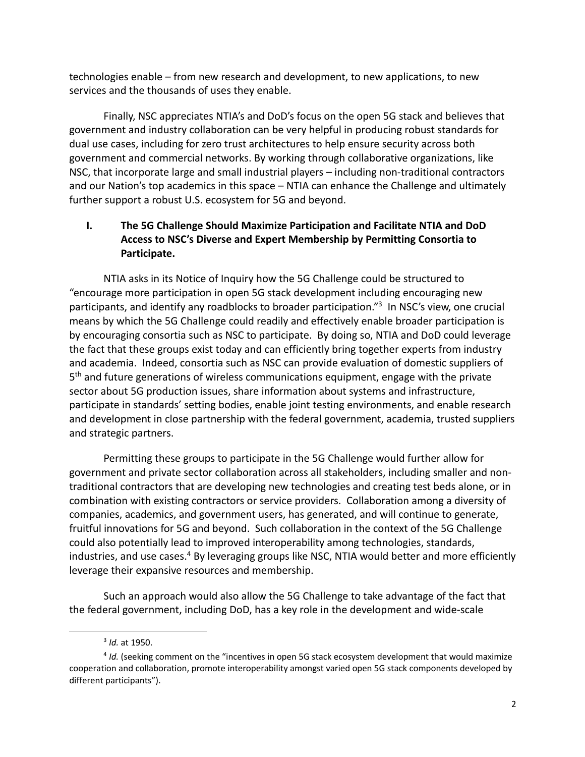technologies enable – from new research and development, to new applications, to new services and the thousands of uses they enable.

Finally, NSC appreciates NTIA's and DoD's focus on the open 5G stack and believes that government and industry collaboration can be very helpful in producing robust standards for dual use cases, including for zero trust architectures to help ensure security across both government and commercial networks. By working through collaborative organizations, like NSC, that incorporate large and small industrial players – including non-traditional contractors and our Nation's top academics in this space – NTIA can enhance the Challenge and ultimately further support a robust U.S. ecosystem for 5G and beyond.

## I. The 5G Challenge Should Maximize Participation and Facilitate NTIA and DoD Access to NSC's Diverse and Expert Membership by Permitting Consortia to Participate.

NTIA asks in its Notice of Inquiry how the 5G Challenge could be structured to "encourage more participation in open 5G stack development including encouraging new participants, and identify any roadblocks to broader participation."[3] In NSC's view, one crucial means by which the 5G Challenge could readily and effectively enable broader participation is by encouraging consortia such as NSC to participate. By doing so, NTIA and DoD could leverage the fact that these groups exist today and can efficiently bring together experts from industry and academia. Indeed, consortia such as NSC can provide evaluation of domestic suppliers of 5th and future generations of wireless communications equipment, engage with the private sector about 5G production issues, share information about systems and infrastructure, participate in standards' setting bodies, enable joint testing environments, and enable research and development in close partnership with the federal government, academia, trusted suppliers and strategic partners.

Permitting these groups to participate in the 5G Challenge would further allow for government and private sector collaboration across all stakeholders, including smaller and non-traditional contractors that are developing new technologies and creating test beds alone, or in combination with existing contractors or service providers. Collaboration among a diversity of companies, academics, and government users, has generated, and will continue to generate, fruitful innovations for 5G and beyond. Such collaboration in the context of the 5G Challenge could also potentially lead to improved interoperability among technologies, standards, industries, and use cases.[4] By leveraging groups like NSC, NTIA would better and more efficiently leverage their expansive resources and membership.

Such an approach would also allow the 5G Challenge to take advantage of the fact that the federal government, including DoD, has a key role in the development and wide-scale

---

[3] *Id.* at 1950.

[4] *Id.* (seeking comment on the "incentives in open 5G stack ecosystem development that would maximize cooperation and collaboration, promote interoperability amongst varied open 5G stack components developed by different participants").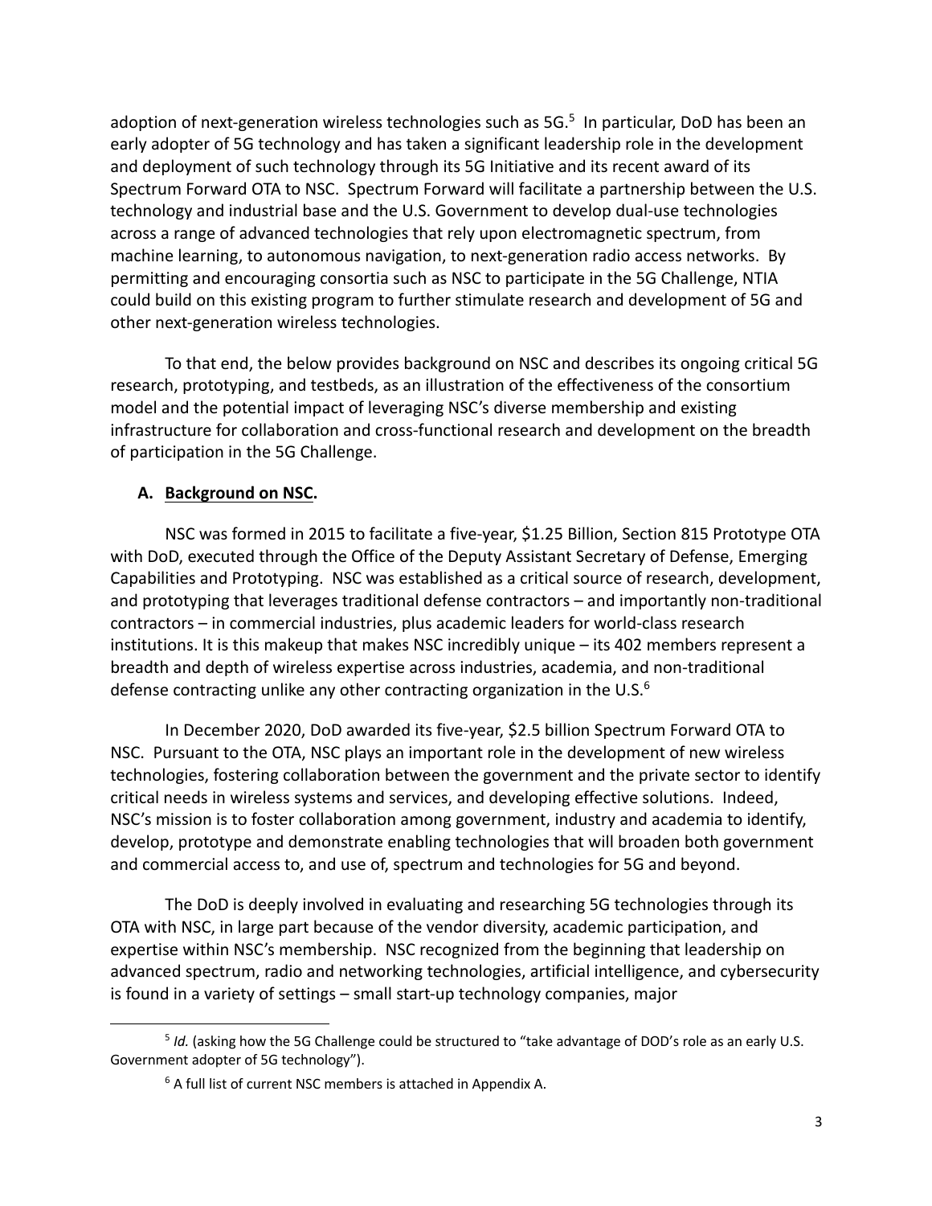adoption of next-generation wireless technologies such as 5G.[5] In particular, DoD has been an early adopter of 5G technology and has taken a significant leadership role in the development and deployment of such technology through its 5G Initiative and its recent award of its Spectrum Forward OTA to NSC. Spectrum Forward will facilitate a partnership between the U.S. technology and industrial base and the U.S. Government to develop dual-use technologies across a range of advanced technologies that rely upon electromagnetic spectrum, from machine learning, to autonomous navigation, to next-generation radio access networks. By permitting and encouraging consortia such as NSC to participate in the 5G Challenge, NTIA could build on this existing program to further stimulate research and development of 5G and other next-generation wireless technologies.

To that end, the below provides background on NSC and describes its ongoing critical 5G research, prototyping, and testbeds, as an illustration of the effectiveness of the consortium model and the potential impact of leveraging NSC's diverse membership and existing infrastructure for collaboration and cross-functional research and development on the breadth of participation in the 5G Challenge.

### A. Background on NSC.

NSC was formed in 2015 to facilitate a five-year, $1.25 Billion, Section 815 Prototype OTA with DoD, executed through the Office of the Deputy Assistant Secretary of Defense, Emerging Capabilities and Prototyping. NSC was established as a critical source of research, development, and prototyping that leverages traditional defense contractors – and importantly non-traditional contractors – in commercial industries, plus academic leaders for world-class research institutions. It is this makeup that makes NSC incredibly unique – its 402 members represent a breadth and depth of wireless expertise across industries, academia, and non-traditional defense contracting unlike any other contracting organization in the U.S.[6]

In December 2020, DoD awarded its five-year, $2.5 billion Spectrum Forward OTA to NSC. Pursuant to the OTA, NSC plays an important role in the development of new wireless technologies, fostering collaboration between the government and the private sector to identify critical needs in wireless systems and services, and developing effective solutions. Indeed, NSC's mission is to foster collaboration among government, industry and academia to identify, develop, prototype and demonstrate enabling technologies that will broaden both government and commercial access to, and use of, spectrum and technologies for 5G and beyond.

The DoD is deeply involved in evaluating and researching 5G technologies through its OTA with NSC, in large part because of the vendor diversity, academic participation, and expertise within NSC's membership. NSC recognized from the beginning that leadership on advanced spectrum, radio and networking technologies, artificial intelligence, and cybersecurity is found in a variety of settings – small start-up technology companies, major

---

[5] *Id.* (asking how the 5G Challenge could be structured to "take advantage of DOD's role as an early U.S. Government adopter of 5G technology").

[6] A full list of current NSC members is attached in Appendix A.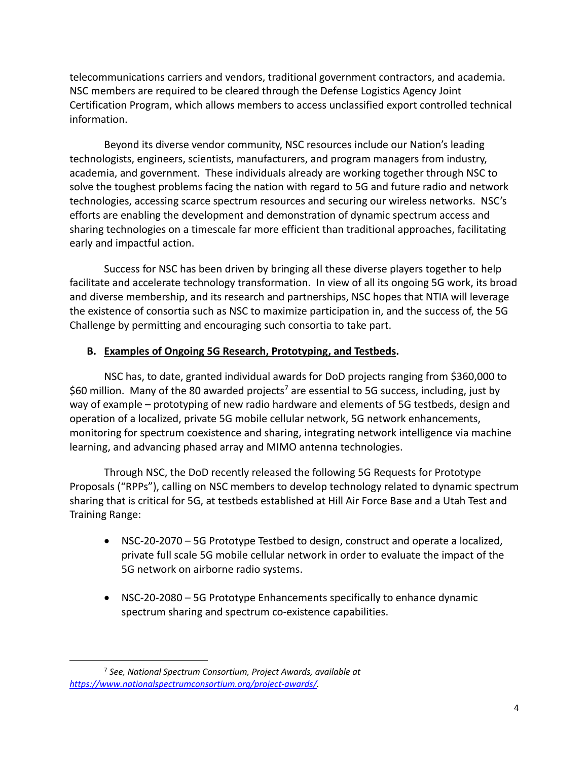telecommunications carriers and vendors, traditional government contractors, and academia. NSC members are required to be cleared through the Defense Logistics Agency Joint Certification Program, which allows members to access unclassified export controlled technical information.

Beyond its diverse vendor community, NSC resources include our Nation's leading technologists, engineers, scientists, manufacturers, and program managers from industry, academia, and government. These individuals already are working together through NSC to solve the toughest problems facing the nation with regard to 5G and future radio and network technologies, accessing scarce spectrum resources and securing our wireless networks. NSC's efforts are enabling the development and demonstration of dynamic spectrum access and sharing technologies on a timescale far more efficient than traditional approaches, facilitating early and impactful action.

Success for NSC has been driven by bringing all these diverse players together to help facilitate and accelerate technology transformation. In view of all its ongoing 5G work, its broad and diverse membership, and its research and partnerships, NSC hopes that NTIA will leverage the existence of consortia such as NSC to maximize participation in, and the success of, the 5G Challenge by permitting and encouraging such consortia to take part.

## B. Examples of Ongoing 5G Research, Prototyping, and Testbeds.

NSC has, to date, granted individual awards for DoD projects ranging from $360,000 to $60 million. Many of the 80 awarded projects[7] are essential to 5G success, including, just by way of example – prototyping of new radio hardware and elements of 5G testbeds, design and operation of a localized, private 5G mobile cellular network, 5G network enhancements, monitoring for spectrum coexistence and sharing, integrating network intelligence via machine learning, and advancing phased array and MIMO antenna technologies.

Through NSC, the DoD recently released the following 5G Requests for Prototype Proposals ("RPPs"), calling on NSC members to develop technology related to dynamic spectrum sharing that is critical for 5G, at testbeds established at Hill Air Force Base and a Utah Test and Training Range:

- NSC-20-2070 – 5G Prototype Testbed to design, construct and operate a localized, private full scale 5G mobile cellular network in order to evaluate the impact of the 5G network on airborne radio systems.

- NSC-20-2080 – 5G Prototype Enhancements specifically to enhance dynamic spectrum sharing and spectrum co-existence capabilities.

---

[7] *See, National Spectrum Consortium, Project Awards, available at https://www.nationalspectrumconsortium.org/project-awards/.*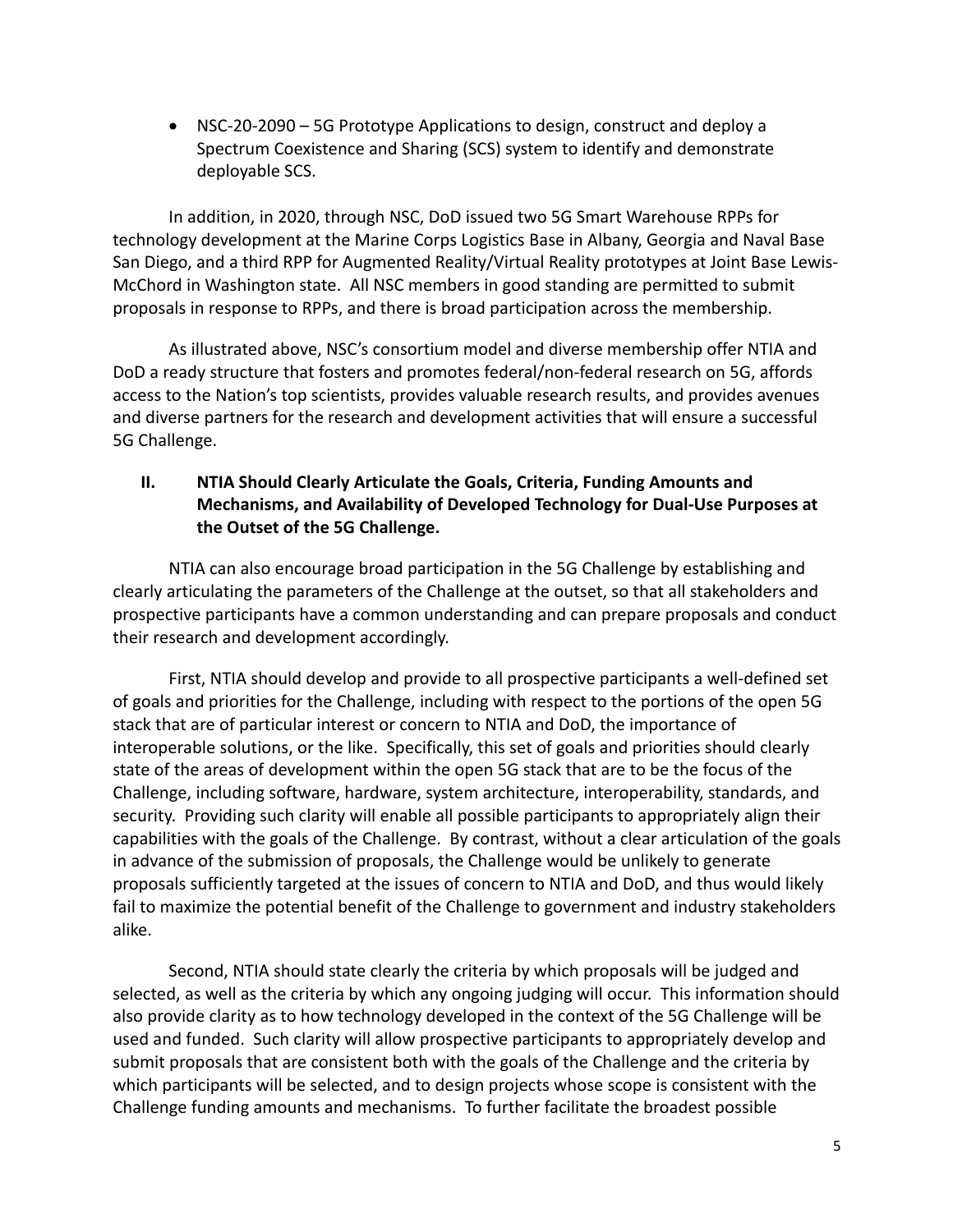- NSC-20-2090 – 5G Prototype Applications to design, construct and deploy a Spectrum Coexistence and Sharing (SCS) system to identify and demonstrate deployable SCS.

In addition, in 2020, through NSC, DoD issued two 5G Smart Warehouse RPPs for technology development at the Marine Corps Logistics Base in Albany, Georgia and Naval Base San Diego, and a third RPP for Augmented Reality/Virtual Reality prototypes at Joint Base Lewis-McChord in Washington state. All NSC members in good standing are permitted to submit proposals in response to RPPs, and there is broad participation across the membership.

As illustrated above, NSC's consortium model and diverse membership offer NTIA and DoD a ready structure that fosters and promotes federal/non-federal research on 5G, affords access to the Nation's top scientists, provides valuable research results, and provides avenues and diverse partners for the research and development activities that will ensure a successful 5G Challenge.

## II. NTIA Should Clearly Articulate the Goals, Criteria, Funding Amounts and Mechanisms, and Availability of Developed Technology for Dual-Use Purposes at the Outset of the 5G Challenge.

NTIA can also encourage broad participation in the 5G Challenge by establishing and clearly articulating the parameters of the Challenge at the outset, so that all stakeholders and prospective participants have a common understanding and can prepare proposals and conduct their research and development accordingly.

First, NTIA should develop and provide to all prospective participants a well-defined set of goals and priorities for the Challenge, including with respect to the portions of the open 5G stack that are of particular interest or concern to NTIA and DoD, the importance of interoperable solutions, or the like. Specifically, this set of goals and priorities should clearly state of the areas of development within the open 5G stack that are to be the focus of the Challenge, including software, hardware, system architecture, interoperability, standards, and security. Providing such clarity will enable all possible participants to appropriately align their capabilities with the goals of the Challenge. By contrast, without a clear articulation of the goals in advance of the submission of proposals, the Challenge would be unlikely to generate proposals sufficiently targeted at the issues of concern to NTIA and DoD, and thus would likely fail to maximize the potential benefit of the Challenge to government and industry stakeholders alike.

Second, NTIA should state clearly the criteria by which proposals will be judged and selected, as well as the criteria by which any ongoing judging will occur. This information should also provide clarity as to how technology developed in the context of the 5G Challenge will be used and funded. Such clarity will allow prospective participants to appropriately develop and submit proposals that are consistent both with the goals of the Challenge and the criteria by which participants will be selected, and to design projects whose scope is consistent with the Challenge funding amounts and mechanisms. To further facilitate the broadest possible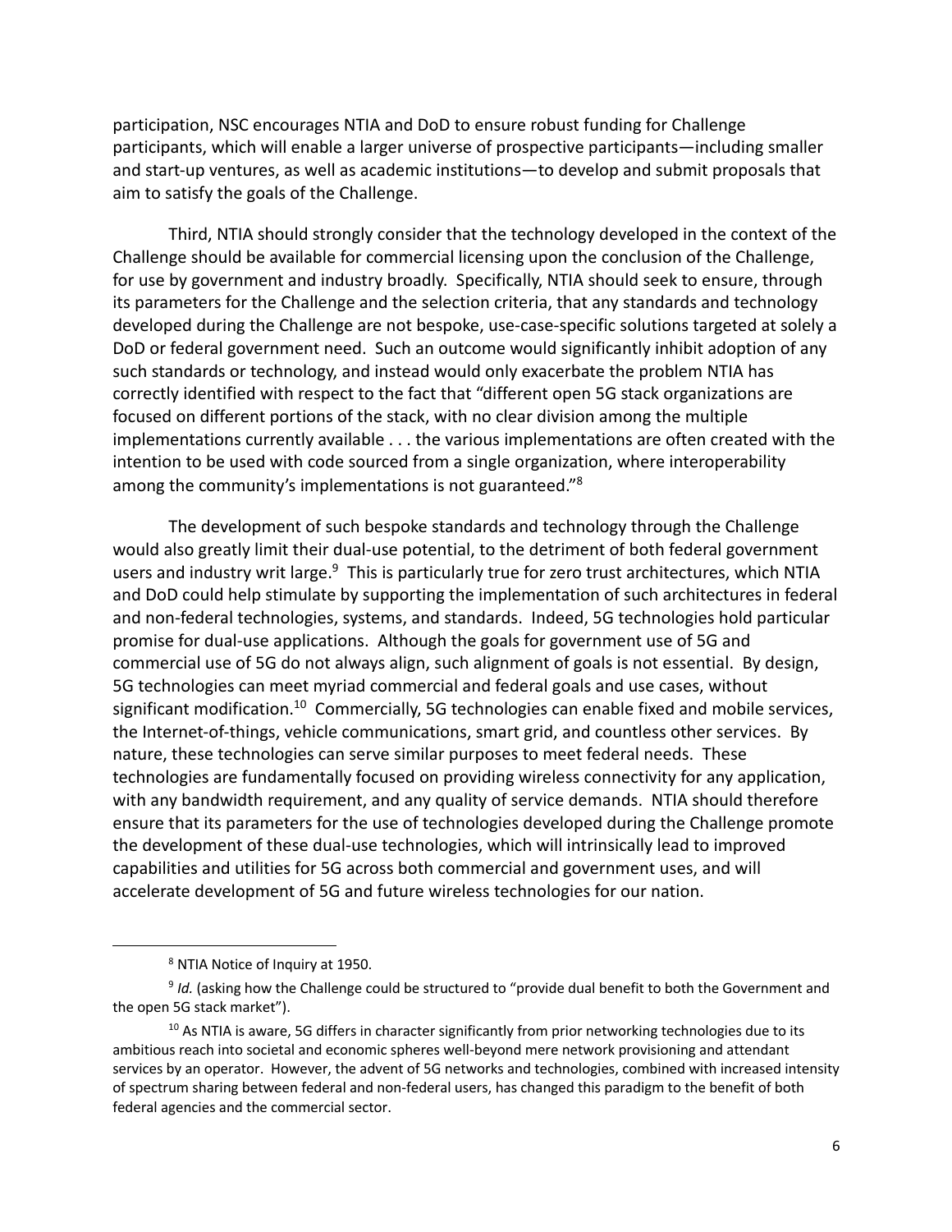participation, NSC encourages NTIA and DoD to ensure robust funding for Challenge participants, which will enable a larger universe of prospective participants—including smaller and start-up ventures, as well as academic institutions—to develop and submit proposals that aim to satisfy the goals of the Challenge.

Third, NTIA should strongly consider that the technology developed in the context of the Challenge should be available for commercial licensing upon the conclusion of the Challenge, for use by government and industry broadly. Specifically, NTIA should seek to ensure, through its parameters for the Challenge and the selection criteria, that any standards and technology developed during the Challenge are not bespoke, use-case-specific solutions targeted at solely a DoD or federal government need. Such an outcome would significantly inhibit adoption of any such standards or technology, and instead would only exacerbate the problem NTIA has correctly identified with respect to the fact that "different open 5G stack organizations are focused on different portions of the stack, with no clear division among the multiple implementations currently available . . . the various implementations are often created with the intention to be used with code sourced from a single organization, where interoperability among the community's implementations is not guaranteed."[8]

The development of such bespoke standards and technology through the Challenge would also greatly limit their dual-use potential, to the detriment of both federal government users and industry writ large.[9] This is particularly true for zero trust architectures, which NTIA and DoD could help stimulate by supporting the implementation of such architectures in federal and non-federal technologies, systems, and standards. Indeed, 5G technologies hold particular promise for dual-use applications. Although the goals for government use of 5G and commercial use of 5G do not always align, such alignment of goals is not essential. By design, 5G technologies can meet myriad commercial and federal goals and use cases, without significant modification.[10] Commercially, 5G technologies can enable fixed and mobile services, the Internet-of-things, vehicle communications, smart grid, and countless other services. By nature, these technologies can serve similar purposes to meet federal needs. These technologies are fundamentally focused on providing wireless connectivity for any application, with any bandwidth requirement, and any quality of service demands. NTIA should therefore ensure that its parameters for the use of technologies developed during the Challenge promote the development of these dual-use technologies, which will intrinsically lead to improved capabilities and utilities for 5G across both commercial and government uses, and will accelerate development of 5G and future wireless technologies for our nation.

---

[8] NTIA Notice of Inquiry at 1950.

[9] *Id.* (asking how the Challenge could be structured to "provide dual benefit to both the Government and the open 5G stack market").

[10] As NTIA is aware, 5G differs in character significantly from prior networking technologies due to its ambitious reach into societal and economic spheres well-beyond mere network provisioning and attendant services by an operator. However, the advent of 5G networks and technologies, combined with increased intensity of spectrum sharing between federal and non-federal users, has changed this paradigm to the benefit of both federal agencies and the commercial sector.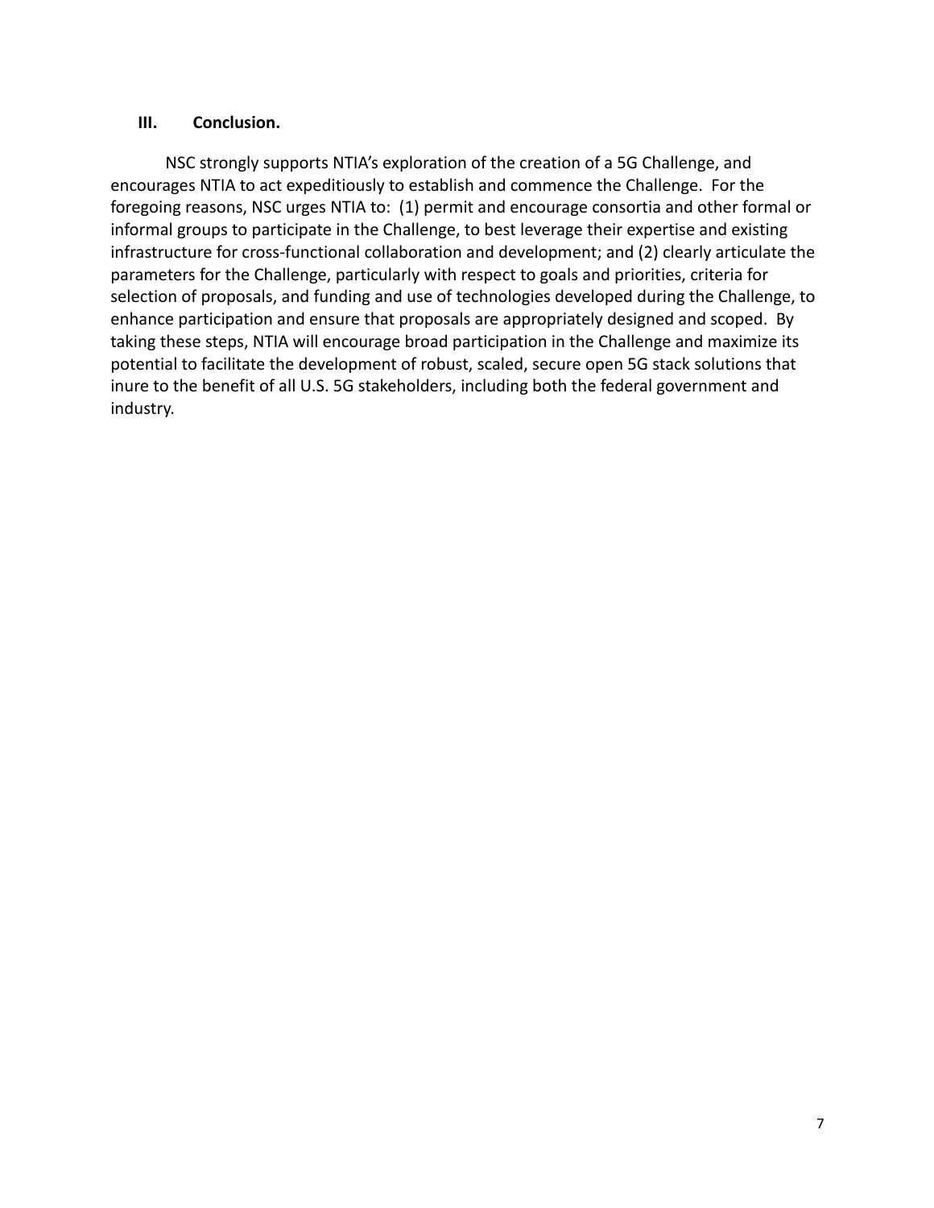## III. Conclusion.

NSC strongly supports NTIA's exploration of the creation of a 5G Challenge, and encourages NTIA to act expeditiously to establish and commence the Challenge. For the foregoing reasons, NSC urges NTIA to: (1) permit and encourage consortia and other formal or informal groups to participate in the Challenge, to best leverage their expertise and existing infrastructure for cross-functional collaboration and development; and (2) clearly articulate the parameters for the Challenge, particularly with respect to goals and priorities, criteria for selection of proposals, and funding and use of technologies developed during the Challenge, to enhance participation and ensure that proposals are appropriately designed and scoped. By taking these steps, NTIA will encourage broad participation in the Challenge and maximize its potential to facilitate the development of robust, scaled, secure open 5G stack solutions that inure to the benefit of all U.S. 5G stakeholders, including both the federal government and industry.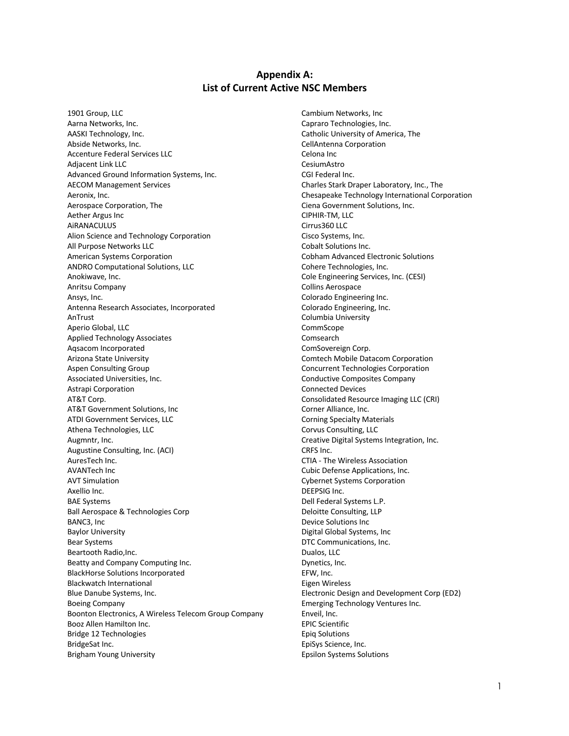# Appendix A:
# List of Current Active NSC Members

1901 Group, LLC
Aarna Networks, Inc.
AASKI Technology, Inc.
Abside Networks, Inc.
Accenture Federal Services LLC
Adjacent Link LLC
Advanced Ground Information Systems, Inc.
AECOM Management Services
Aeronix, Inc.
Aerospace Corporation, The
Aether Argus Inc
AiRANACULUS
Alion Science and Technology Corporation
All Purpose Networks LLC
American Systems Corporation
ANDRO Computational Solutions, LLC
Anokiwave, Inc.
Anritsu Company
Ansys, Inc.
Antenna Research Associates, Incorporated
AnTrust
Aperio Global, LLC
Applied Technology Associates
Aqsacom Incorporated
Arizona State University
Aspen Consulting Group
Associated Universities, Inc.
Astrapi Corporation
AT&T Corp.
AT&T Government Solutions, Inc
ATDI Government Services, LLC
Athena Technologies, LLC
Augmntr, Inc.
Augustine Consulting, Inc. (ACI)
AuresTech Inc.
AVANTech Inc
AVT Simulation
Axellio Inc.
BAE Systems
Ball Aerospace & Technologies Corp
BANC3, Inc
Baylor University
Bear Systems
Beartooth Radio,Inc.
Beatty and Company Computing Inc.
BlackHorse Solutions Incorporated
Blackwatch International
Blue Danube Systems, Inc.
Boeing Company
Boonton Electronics, A Wireless Telecom Group Company
Booz Allen Hamilton Inc.
Bridge 12 Technologies
BridgeSat Inc.
Brigham Young University
Cambium Networks, Inc
Capraro Technologies, Inc.
Catholic University of America, The
CellAntenna Corporation
Celona Inc
CesiumAstro
CGI Federal Inc.
Charles Stark Draper Laboratory, Inc., The
Chesapeake Technology International Corporation
Ciena Government Solutions, Inc.
CIPHIR-TM, LLC
Cirrus360 LLC
Cisco Systems, Inc.
Cobalt Solutions Inc.
Cobham Advanced Electronic Solutions
Cohere Technologies, Inc.
Cole Engineering Services, Inc. (CESI)
Collins Aerospace
Colorado Engineering Inc.
Colorado Engineering, Inc.
Columbia University
CommScope
Comsearch
ComSovereign Corp.
Comtech Mobile Datacom Corporation
Concurrent Technologies Corporation
Conductive Composites Company
Connected Devices
Consolidated Resource Imaging LLC (CRI)
Corner Alliance, Inc.
Corning Specialty Materials
Corvus Consulting, LLC
Creative Digital Systems Integration, Inc.
CRFS Inc.
CTIA - The Wireless Association
Cubic Defense Applications, Inc.
Cybernet Systems Corporation
DEEPSIG Inc.
Dell Federal Systems L.P.
Deloitte Consulting, LLP
Device Solutions Inc
Digital Global Systems, Inc
DTC Communications, Inc.
Dualos, LLC
Dynetics, Inc.
EFW, Inc.
Eigen Wireless
Electronic Design and Development Corp (ED2)
Emerging Technology Ventures Inc.
Enveil, Inc.
EPIC Scientific
Epiq Solutions
EpiSys Science, Inc.
Epsilon Systems Solutions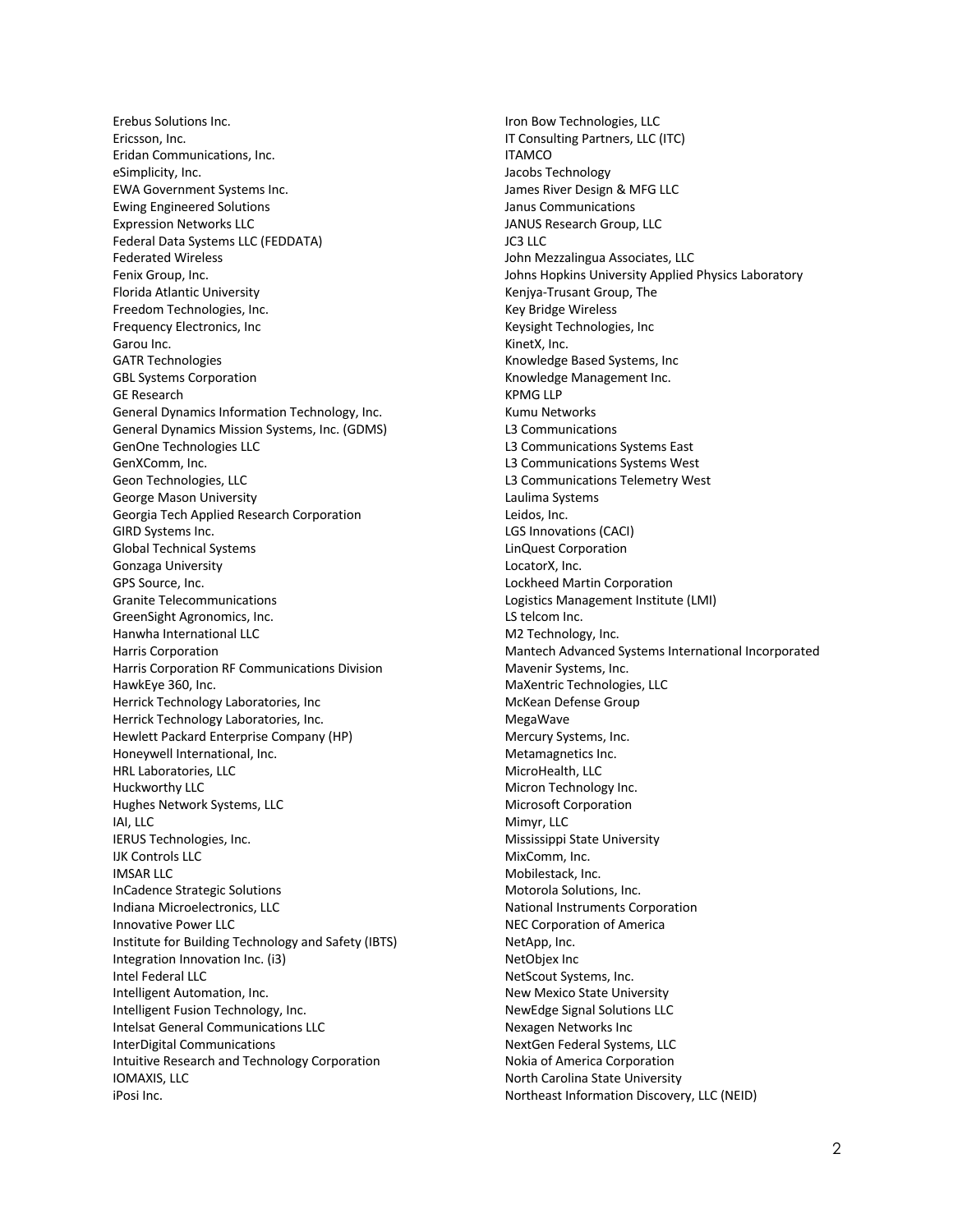Erebus Solutions Inc.
Ericsson, Inc.
Eridan Communications, Inc.
eSimplicity, Inc.
EWA Government Systems Inc.
Ewing Engineered Solutions
Expression Networks LLC
Federal Data Systems LLC (FEDDATA)
Federated Wireless
Fenix Group, Inc.
Florida Atlantic University
Freedom Technologies, Inc.
Frequency Electronics, Inc
Garou Inc.
GATR Technologies
GBL Systems Corporation
GE Research
General Dynamics Information Technology, Inc.
General Dynamics Mission Systems, Inc. (GDMS)
GenOne Technologies LLC
GenXComm, Inc.
Geon Technologies, LLC
George Mason University
Georgia Tech Applied Research Corporation
GIRD Systems Inc.
Global Technical Systems
Gonzaga University
GPS Source, Inc.
Granite Telecommunications
GreenSight Agronomics, Inc.
Hanwha International LLC
Harris Corporation
Harris Corporation RF Communications Division
HawkEye 360, Inc.
Herrick Technology Laboratories, Inc
Herrick Technology Laboratories, Inc.
Hewlett Packard Enterprise Company (HP)
Honeywell International, Inc.
HRL Laboratories, LLC
Huckworthy LLC
Hughes Network Systems, LLC
IAI, LLC
IERUS Technologies, Inc.
IJK Controls LLC
IMSAR LLC
InCadence Strategic Solutions
Indiana Microelectronics, LLC
Innovative Power LLC
Institute for Building Technology and Safety (IBTS)
Integration Innovation Inc. (i3)
Intel Federal LLC
Intelligent Automation, Inc.
Intelligent Fusion Technology, Inc.
Intelsat General Communications LLC
InterDigital Communications
Intuitive Research and Technology Corporation
IOMAXIS, LLC
iPosi Inc.
Iron Bow Technologies, LLC
IT Consulting Partners, LLC (ITC)
ITAMCO
Jacobs Technology
James River Design & MFG LLC
Janus Communications
JANUS Research Group, LLC
JC3 LLC
John Mezzalingua Associates, LLC
Johns Hopkins University Applied Physics Laboratory
Kenjya-Trusant Group, The
Key Bridge Wireless
Keysight Technologies, Inc
KinetX, Inc.
Knowledge Based Systems, Inc
Knowledge Management Inc.
KPMG LLP
Kumu Networks
L3 Communications
L3 Communications Systems East
L3 Communications Systems West
L3 Communications Telemetry West
Laulima Systems
Leidos, Inc.
LGS Innovations (CACI)
LinQuest Corporation
LocatorX, Inc.
Lockheed Martin Corporation
Logistics Management Institute (LMI)
LS telcom Inc.
M2 Technology, Inc.
Mantech Advanced Systems International Incorporated
Mavenir Systems, Inc.
MaXentric Technologies, LLC
McKean Defense Group
MegaWave
Mercury Systems, Inc.
Metamagnetics Inc.
MicroHealth, LLC
Micron Technology Inc.
Microsoft Corporation
Mimyr, LLC
Mississippi State University
MixComm, Inc.
Mobilestack, Inc.
Motorola Solutions, Inc.
National Instruments Corporation
NEC Corporation of America
NetApp, Inc.
NetObjex Inc
NetScout Systems, Inc.
New Mexico State University
NewEdge Signal Solutions LLC
Nexagen Networks Inc
NextGen Federal Systems, LLC
Nokia of America Corporation
North Carolina State University
Northeast Information Discovery, LLC (NEID)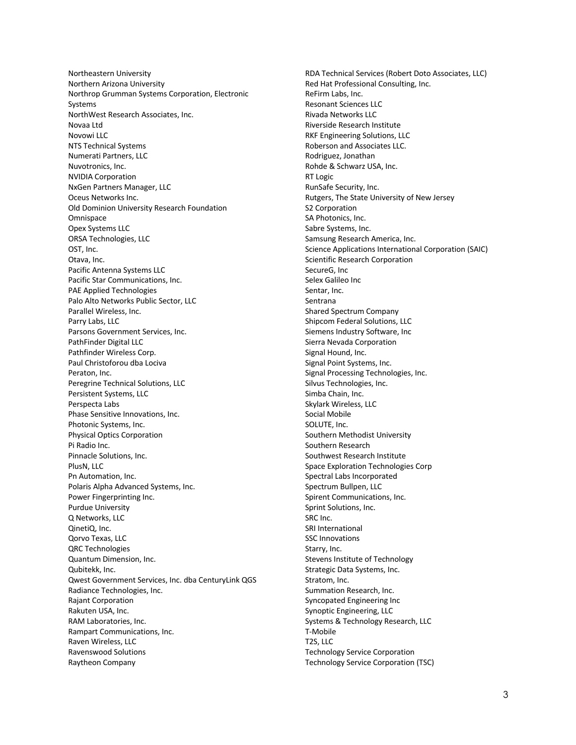Northeastern University
Northern Arizona University
Northrop Grumman Systems Corporation, Electronic Systems
NorthWest Research Associates, Inc.
Novaa Ltd
Novowi LLC
NTS Technical Systems
Numerati Partners, LLC
Nuvotronics, Inc.
NVIDIA Corporation
NxGen Partners Manager, LLC
Oceus Networks Inc.
Old Dominion University Research Foundation
Omnispace
Opex Systems LLC
ORSA Technologies, LLC
OST, Inc.
Otava, Inc.
Pacific Antenna Systems LLC
Pacific Star Communications, Inc.
PAE Applied Technologies
Palo Alto Networks Public Sector, LLC
Parallel Wireless, Inc.
Parry Labs, LLC
Parsons Government Services, Inc.
PathFinder Digital LLC
Pathfinder Wireless Corp.
Paul Christoforou dba Lociva
Peraton, Inc.
Peregrine Technical Solutions, LLC
Persistent Systems, LLC
Perspecta Labs
Phase Sensitive Innovations, Inc.
Photonic Systems, Inc.
Physical Optics Corporation
Pi Radio Inc.
Pinnacle Solutions, Inc.
PlusN, LLC
Pn Automation, Inc.
Polaris Alpha Advanced Systems, Inc.
Power Fingerprinting Inc.
Purdue University
Q Networks, LLC
QinetiQ, Inc.
Qorvo Texas, LLC
QRC Technologies
Quantum Dimension, Inc.
Qubitekk, Inc.
Qwest Government Services, Inc. dba CenturyLink QGS
Radiance Technologies, Inc.
Rajant Corporation
Rakuten USA, Inc.
RAM Laboratories, Inc.
Rampart Communications, Inc.
Raven Wireless, LLC
Ravenswood Solutions
Raytheon Company
RDA Technical Services (Robert Doto Associates, LLC)
Red Hat Professional Consulting, Inc.
ReFirm Labs, Inc.
Resonant Sciences LLC
Rivada Networks LLC
Riverside Research Institute
RKF Engineering Solutions, LLC
Roberson and Associates LLC.
Rodriguez, Jonathan
Rohde & Schwarz USA, Inc.
RT Logic
RunSafe Security, Inc.
Rutgers, The State University of New Jersey
S2 Corporation
SA Photonics, Inc.
Sabre Systems, Inc.
Samsung Research America, Inc.
Science Applications International Corporation (SAIC)
Scientific Research Corporation
SecureG, Inc
Selex Galileo Inc
Sentar, Inc.
Sentrana
Shared Spectrum Company
Shipcom Federal Solutions, LLC
Siemens Industry Software, Inc
Sierra Nevada Corporation
Signal Hound, Inc.
Signal Point Systems, Inc.
Signal Processing Technologies, Inc.
Silvus Technologies, Inc.
Simba Chain, Inc.
Skylark Wireless, LLC
Social Mobile
SOLUTE, Inc.
Southern Methodist University
Southern Research
Southwest Research Institute
Space Exploration Technologies Corp
Spectral Labs Incorporated
Spectrum Bullpen, LLC
Spirent Communications, Inc.
Sprint Solutions, Inc.
SRC Inc.
SRI International
SSC Innovations
Starry, Inc.
Stevens Institute of Technology
Strategic Data Systems, Inc.
Stratom, Inc.
Summation Research, Inc.
Syncopated Engineering Inc
Synoptic Engineering, LLC
Systems & Technology Research, LLC
T-Mobile
T2S, LLC
Technology Service Corporation
Technology Service Corporation (TSC)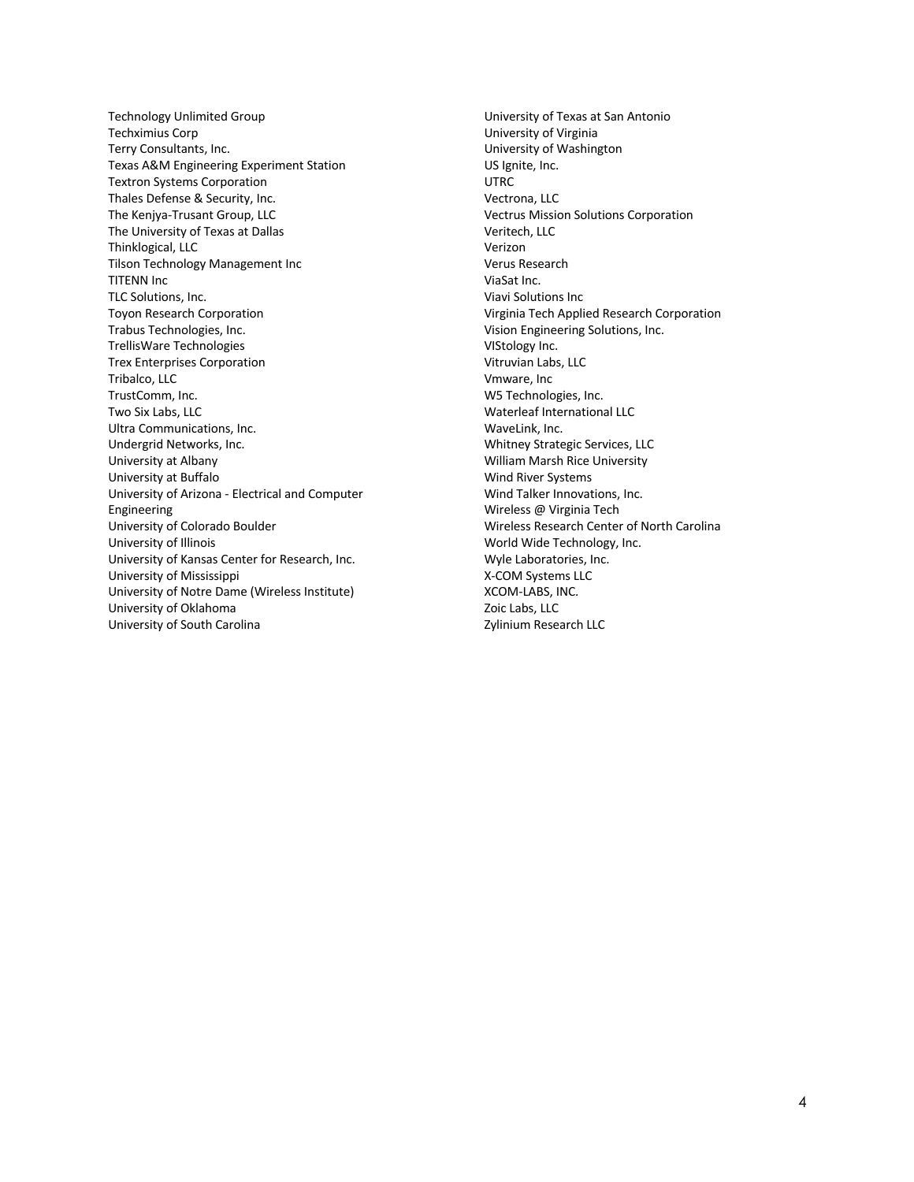Technology Unlimited Group
Techximius Corp
Terry Consultants, Inc.
Texas A&M Engineering Experiment Station
Textron Systems Corporation
Thales Defense & Security, Inc.
The Kenjya-Trusant Group, LLC
The University of Texas at Dallas
Thinklogical, LLC
Tilson Technology Management Inc
TITENN Inc
TLC Solutions, Inc.
Toyon Research Corporation
Trabus Technologies, Inc.
TrellisWare Technologies
Trex Enterprises Corporation
Tribalco, LLC
TrustComm, Inc.
Two Six Labs, LLC
Ultra Communications, Inc.
Undergrid Networks, Inc.
University at Albany
University at Buffalo
University of Arizona - Electrical and Computer Engineering
University of Colorado Boulder
University of Illinois
University of Kansas Center for Research, Inc.
University of Mississippi
University of Notre Dame (Wireless Institute)
University of Oklahoma
University of South Carolina
University of Texas at San Antonio
University of Virginia
University of Washington
US Ignite, Inc.
UTRC
Vectrona, LLC
Vectrus Mission Solutions Corporation
Veritech, LLC
Verizon
Verus Research
ViaSat Inc.
Viavi Solutions Inc
Virginia Tech Applied Research Corporation
Vision Engineering Solutions, Inc.
VIStology Inc.
Vitruvian Labs, LLC
Vmware, Inc
W5 Technologies, Inc.
Waterleaf International LLC
WaveLink, Inc.
Whitney Strategic Services, LLC
William Marsh Rice University
Wind River Systems
Wind Talker Innovations, Inc.
Wireless @ Virginia Tech
Wireless Research Center of North Carolina
World Wide Technology, Inc.
Wyle Laboratories, Inc.
X-COM Systems LLC
XCOM-LABS, INC.
Zoic Labs, LLC
Zylinium Research LLC